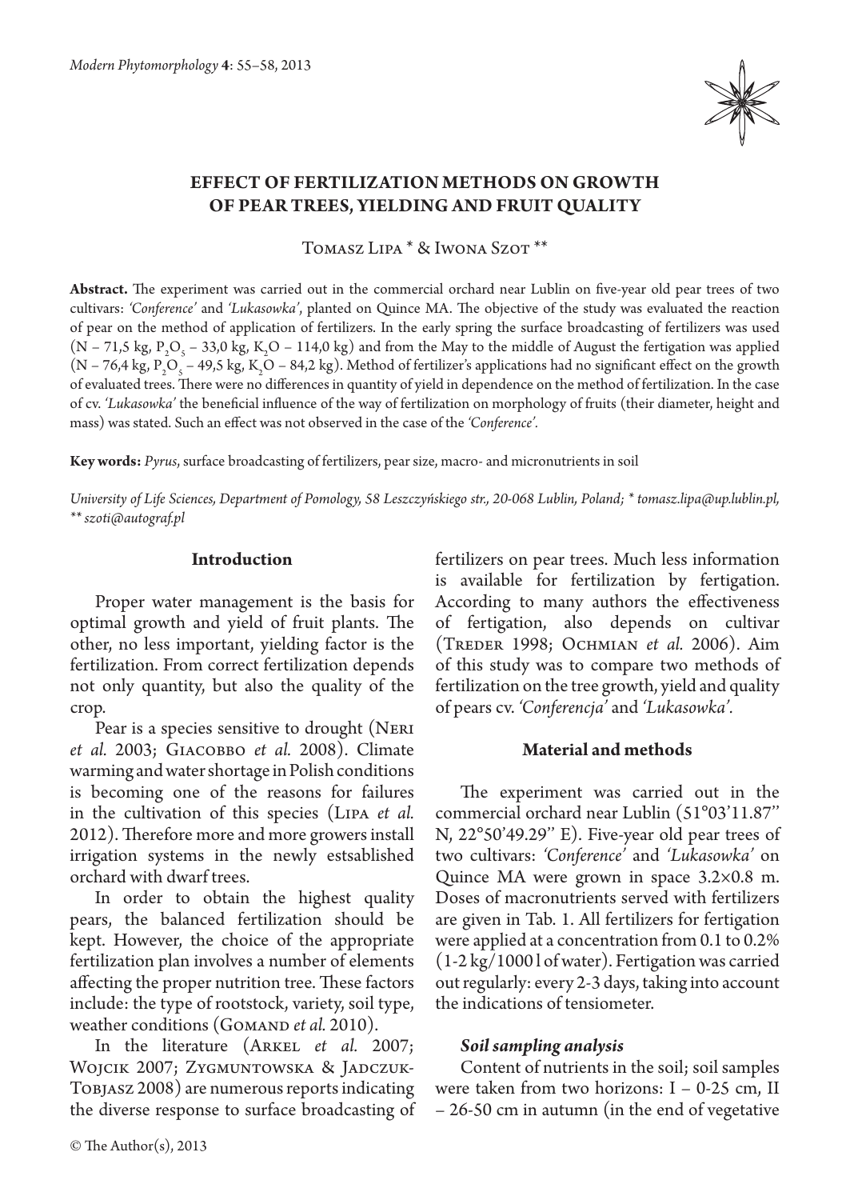# EFFECT OF FERTILIZATION METHODS ON GROWTH OF PEAR TREES, YIELDING AND FRUIT QUALITY

Tomasz Lipa * & Iwona Szot **

**Abstract.** The experiment was carried out in the commercial orchard near Lublin on five-year old pear trees of two cultivars: *'Conference'* and *'Lukasowka'*, planted on Quince MA. The objective of the study was evaluated the reaction of pear on the method of application of fertilizers. In the early spring the surface broadcasting of fertilizers was used (N – 71,5 kg, $P_2O_5$ – 33,0 kg, $K_2O$ – 114,0 kg) and from the May to the middle of August the fertigation was applied (N – 76,4 kg, $P_2O_5$ – 49,5 kg, $K_2O$ – 84,2 kg). Method of fertilizer's applications had no significant effect on the growth of evaluated trees. There were no differences in quantity of yield in dependence on the method of fertilization. In the case of cv. *'Lukasowka'* the beneficial influence of the way of fertilization on morphology of fruits (their diameter, height and mass) was stated. Such an effect was not observed in the case of the *'Conference'*.

**Key words:** *Pyrus*, surface broadcasting of fertilizers, pear size, macro- and micronutrients in soil

*University of Life Sciences, Department of Pomology, 58 Leszczyńskiego str., 20-068 Lublin, Poland; * tomasz.lipa@up.lublin.pl, ** szoti@autograf.pl*

## Introduction

Proper water management is the basis for optimal growth and yield of fruit plants. The other, no less important, yielding factor is the fertilization. From correct fertilization depends not only quantity, but also the quality of the crop.

Pear is a species sensitive to drought (Neri *et al.* 2003; Giacobbo *et al.* 2008). Climate warming and water shortage in Polish conditions is becoming one of the reasons for failures in the cultivation of this species (Lipa *et al.* 2012). Therefore more and more growers install irrigation systems in the newly estsablished orchard with dwarf trees.

In order to obtain the highest quality pears, the balanced fertilization should be kept. However, the choice of the appropriate fertilization plan involves a number of elements affecting the proper nutrition tree. These factors include: the type of rootstock, variety, soil type, weather conditions (Gomand *et al.* 2010).

In the literature (Arkel *et al.* 2007; Wojcik 2007; Zygmuntowska & Jadczuk-Tobjasz 2008) are numerous reports indicating the diverse response to surface broadcasting of fertilizers on pear trees. Much less information is available for fertilization by fertigation. According to many authors the effectiveness of fertigation, also depends on cultivar (Treder 1998; Ochmian *et al.* 2006). Aim of this study was to compare two methods of fertilization on the tree growth, yield and quality of pears cv. *'Conferencja'* and *'Lukasowka'*.

## Material and methods

The experiment was carried out in the commercial orchard near Lublin (51°03'11.87'' N, 22°50'49.29'' E). Five-year old pear trees of two cultivars: *'Conference'* and *'Lukasowka'* on Quince MA were grown in space 3.2×0.8 m. Doses of macronutrients served with fertilizers are given in Tab. 1. All fertilizers for fertigation were applied at a concentration from 0.1 to 0.2% (1-2 kg/1000 l of water). Fertigation was carried out regularly: every 2-3 days, taking into account the indications of tensiometer.

### *Soil sampling analysis*

Content of nutrients in the soil; soil samples were taken from two horizons: I – 0-25 cm, II – 26-50 cm in autumn (in the end of vegetative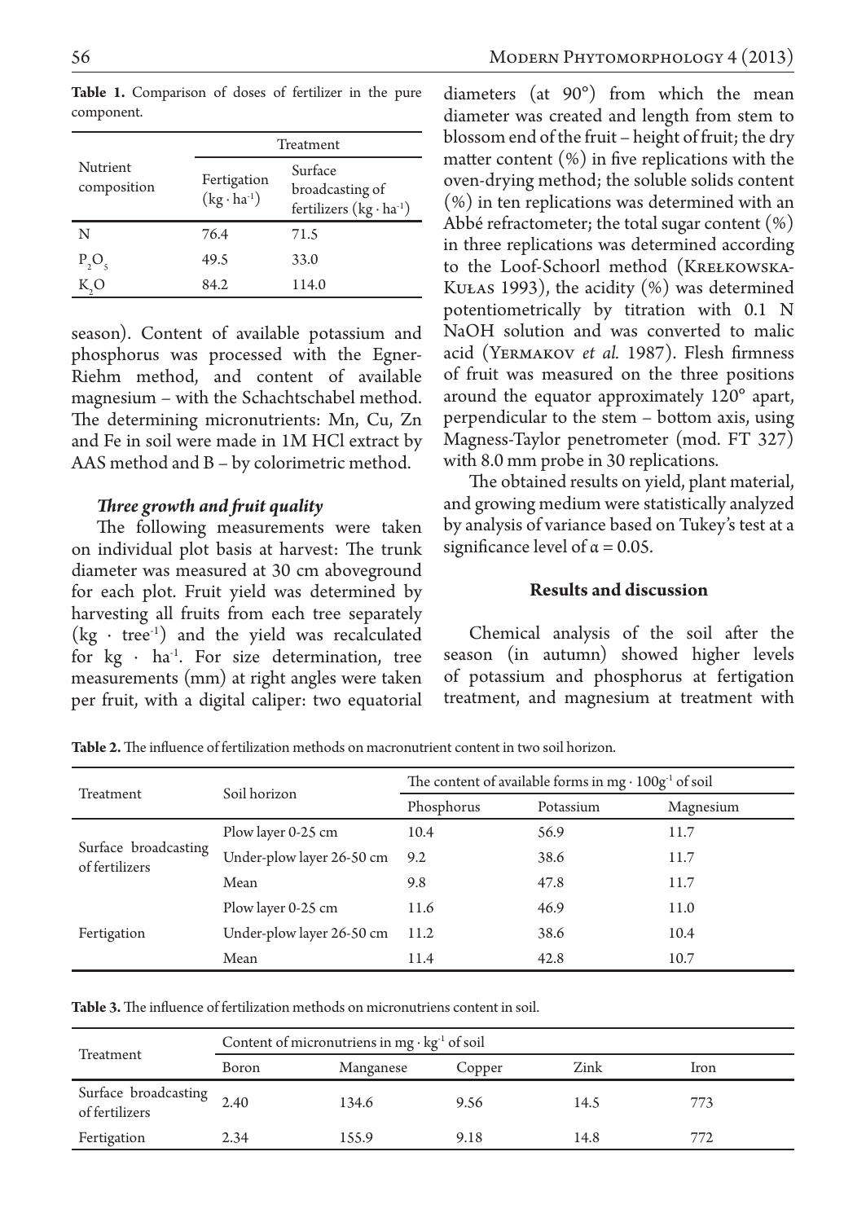**Table 1.** Comparison of doses of fertilizer in the pure component.

| Nutrient composition | Treatment | |
|---|---|---|
| | Fertigation ($kg \cdot ha^{-1}$) | Surface broadcasting of fertilizers ($kg \cdot ha^{-1}$) |
| N | 76.4 | 71.5 |
| $P_2O_5$ | 49.5 | 33.0 |
| $K_2O$ | 84.2 | 114.0 |

season). Content of available potassium and phosphorus was processed with the Egner-Riehm method, and content of available magnesium – with the Schachtschabel method. The determining micronutrients: Mn, Cu, Zn and Fe in soil were made in 1M HCl extract by AAS method and B – by colorimetric method.

### *Three growth and fruit quality*

The following measurements were taken on individual plot basis at harvest: The trunk diameter was measured at 30 cm aboveground for each plot. Fruit yield was determined by harvesting all fruits from each tree separately ($kg \cdot tree^{-1}$) and the yield was recalculated for $kg \cdot ha^{-1}$. For size determination, tree measurements (mm) at right angles were taken per fruit, with a digital caliper: two equatorial diameters (at 90°) from which the mean diameter was created and length from stem to blossom end of the fruit – height of fruit; the dry matter content (%) in five replications with the oven-drying method; the soluble solids content (%) in ten replications was determined with an Abbé refractometer; the total sugar content (%) in three replications was determined according to the Loof-Schoorl method (Krełkowska-Kułas 1993), the acidity (%) was determined potentiometrically by titration with 0.1 N NaOH solution and was converted to malic acid (Yermakov *et al.* 1987). Flesh firmness of fruit was measured on the three positions around the equator approximately 120° apart, perpendicular to the stem – bottom axis, using Magness-Taylor penetrometer (mod. FT 327) with 8.0 mm probe in 30 replications.

The obtained results on yield, plant material, and growing medium were statistically analyzed by analysis of variance based on Tukey's test at a significance level of $\alpha = 0.05$.

## Results and discussion

Chemical analysis of the soil after the season (in autumn) showed higher levels of potassium and phosphorus at fertigation treatment, and magnesium at treatment with

**Table 2.** The influence of fertilization methods on macronutrient content in two soil horizon.

| Treatment | Soil horizon | The content of available forms in $mg \cdot 100g^{-1}$ of soil | | |
|---|---|---|---|---|
| | | Phosphorus | Potassium | Magnesium |
| Surface broadcasting of fertilizers | Plow layer 0-25 cm | 10.4 | 56.9 | 11.7 |
| | Under-plow layer 26-50 cm | 9.2 | 38.6 | 11.7 |
| | Mean | 9.8 | 47.8 | 11.7 |
| Fertigation | Plow layer 0-25 cm | 11.6 | 46.9 | 11.0 |
| | Under-plow layer 26-50 cm | 11.2 | 38.6 | 10.4 |
| | Mean | 11.4 | 42.8 | 10.7 |

**Table 3.** The influence of fertilization methods on micronutriens content in soil.

| Treatment | Content of micronutriens in $mg \cdot kg^{-1}$ of soil | | | | |
|---|---|---|---|---|---|
| | Boron | Manganese | Copper | Zink | Iron |
| Surface broadcasting of fertilizers | 2.40 | 134.6 | 9.56 | 14.5 | 773 |
| Fertigation | 2.34 | 155.9 | 9.18 | 14.8 | 772 |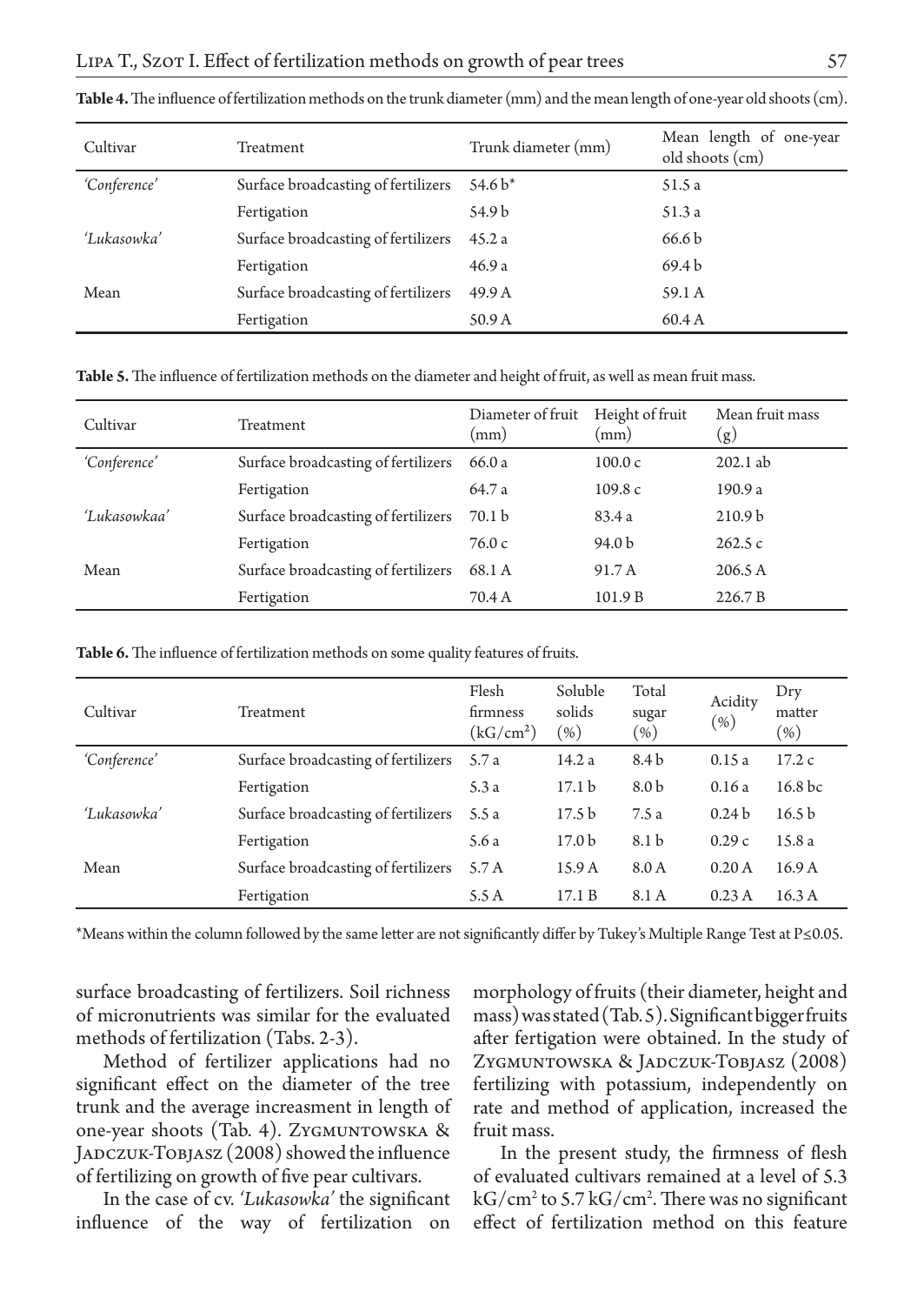**Table 4.** The influence of fertilization methods on the trunk diameter (mm) and the mean length of one-year old shoots (cm).

| Cultivar | Treatment | Trunk diameter (mm) | Mean length of one-year old shoots (cm) |
|---|---|---|---|
| *'Conference'* | Surface broadcasting of fertilizers | 54.6 b* | 51.5 a |
| | Fertigation | 54.9 b | 51.3 a |
| *'Lukasowka'* | Surface broadcasting of fertilizers | 45.2 a | 66.6 b |
| | Fertigation | 46.9 a | 69.4 b |
| Mean | Surface broadcasting of fertilizers | 49.9 A | 59.1 A |
| | Fertigation | 50.9 A | 60.4 A |

**Table 5.** The influence of fertilization methods on the diameter and height of fruit, as well as mean fruit mass.

| Cultivar | Treatment | Diameter of fruit (mm) | Height of fruit (mm) | Mean fruit mass (g) |
|---|---|---|---|---|
| *'Conference'* | Surface broadcasting of fertilizers | 66.0 a | 100.0 c | 202.1 ab |
| | Fertigation | 64.7 a | 109.8 c | 190.9 a |
| *'Lukasowkaa'* | Surface broadcasting of fertilizers | 70.1 b | 83.4 a | 210.9 b |
| | Fertigation | 76.0 c | 94.0 b | 262.5 c |
| Mean | Surface broadcasting of fertilizers | 68.1 A | 91.7 A | 206.5 A |
| | Fertigation | 70.4 A | 101.9 B | 226.7 B |

**Table 6.** The influence of fertilization methods on some quality features of fruits.

| Cultivar | Treatment | Flesh firmness (kG/cm²) | Soluble solids (%) | Total sugar (%) | Acidity (%) | Dry matter (%) |
|---|---|---|---|---|---|---|
| *'Conference'* | Surface broadcasting of fertilizers | 5.7 a | 14.2 a | 8.4 b | 0.15 a | 17.2 c |
| | Fertigation | 5.3 a | 17.1 b | 8.0 b | 0.16 a | 16.8 bc |
| *'Lukasowka'* | Surface broadcasting of fertilizers | 5.5 a | 17.5 b | 7.5 a | 0.24 b | 16.5 b |
| | Fertigation | 5.6 a | 17.0 b | 8.1 b | 0.29 c | 15.8 a |
| Mean | Surface broadcasting of fertilizers | 5.7 A | 15.9 A | 8.0 A | 0.20 A | 16.9 A |
| | Fertigation | 5.5 A | 17.1 B | 8.1 A | 0.23 A | 16.3 A |

*Means within the column followed by the same letter are not significantly differ by Tukey's Multiple Range Test at P≤0.05.

surface broadcasting of fertilizers. Soil richness of micronutrients was similar for the evaluated methods of fertilization (Tabs. 2-3).

Method of fertilizer applications had no significant effect on the diameter of the tree trunk and the average increasment in length of one-year shoots (Tab. 4). Zygmuntowska & Jadczuk-Tobjasz (2008) showed the influence of fertilizing on growth of five pear cultivars.

In the case of cv. *'Lukasowka'* the significant influence of the way of fertilization on morphology of fruits (their diameter, height and mass) was stated (Tab. 5). Significant bigger fruits after fertigation were obtained. In the study of Zygmuntowska & Jadczuk-Tobjasz (2008) fertilizing with potassium, independently on rate and method of application, increased the fruit mass.

In the present study, the firmness of flesh of evaluated cultivars remained at a level of 5.3 kG/cm² to 5.7 kG/cm². There was no significant effect of fertilization method on this feature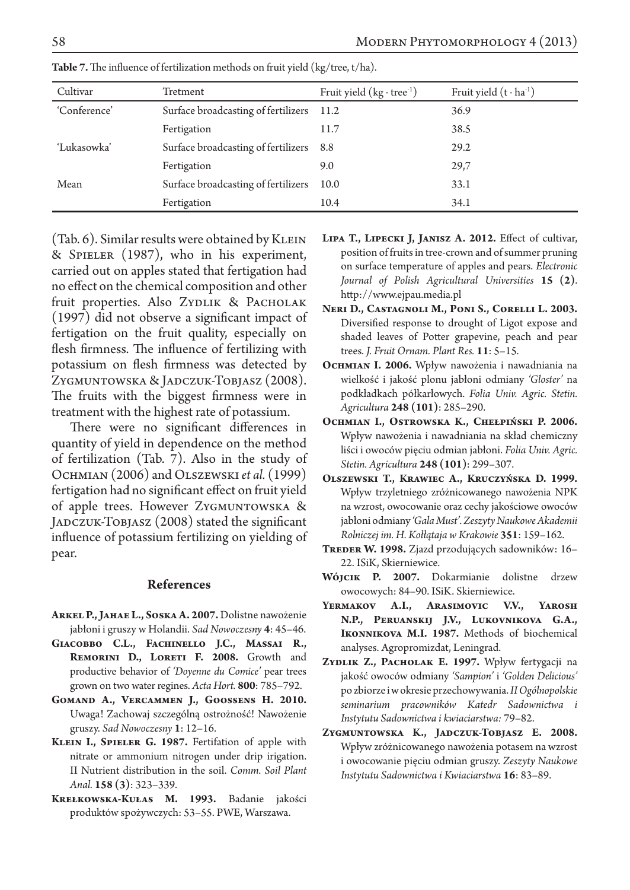**Table 7.** The influence of fertilization methods on fruit yield (kg/tree, t/ha).

| Cultivar | Tretment | Fruit yield ($kg \cdot tree^{-1}$) | Fruit yield ($t \cdot ha^{-1}$) |
|---|---|---|---|
| 'Conference' | Surface broadcasting of fertilizers | 11.2 | 36.9 |
| | Fertigation | 11.7 | 38.5 |
| 'Lukasowka' | Surface broadcasting of fertilizers | 8.8 | 29.2 |
| | Fertigation | 9.0 | 29,7 |
| Mean | Surface broadcasting of fertilizers | 10.0 | 33.1 |
| | Fertigation | 10.4 | 34.1 |

(Tab. 6). Similar results were obtained by Klein & Spieler (1987), who in his experiment, carried out on apples stated that fertigation had no effect on the chemical composition and other fruit properties. Also Zydlik & Pacholak (1997) did not observe a significant impact of fertigation on the fruit quality, especially on flesh firmness. The influence of fertilizing with potassium on flesh firmness was detected by Zygmuntowska & Jadczuk-Tobjasz (2008). The fruits with the biggest firmness were in treatment with the highest rate of potassium.

There were no significant differences in quantity of yield in dependence on the method of fertilization (Tab. 7). Also in the study of Ochmian (2006) and Olszewski *et al.* (1999) fertigation had no significant effect on fruit yield of apple trees. However Zygmuntowska & Jadczuk-Tobjasz (2008) stated the significant influence of potassium fertilizing on yielding of pear.

## References

**Arkel P., Jahae L., Soska A. 2007.** Dolistne nawożenie jabłoni i gruszy w Holandii. *Sad Nowoczesny* **4**: 45–46.

**Giacobbo C.L., Fachinello J.C., Massai R., Remorini D., Loreti F. 2008.** Growth and productive behavior of *'Doyenne du Comice'* pear trees grown on two water regimes. *Acta Hort.* **800**: 785–792.

**Gomand A., Vercammen J., Goossens H. 2010.** Uwaga! Zachowaj szczególną ostrożność! Nawożenie gruszy. *Sad Nowoczesny* **1**: 12–16.

**Klein I., Spieler G. 1987.** Fertifation of apple with nitrate or ammonium nitrogen under drip irigation. II Nutrient distribution in the soil. *Comm. Soil Plant Anal.* **158 (3)**: 323–339.

**Krełkowska-Kułas M. 1993.** Badanie jakości produktów spożywczych: 53–55. PWE, Warszawa.

**Lipa T., Lipecki J, Janisz A. 2012.** Effect of cultivar, position of fruits in tree-crown and of summer pruning on surface temperature of apples and pears. *Electronic Journal of Polish Agricultural Universities* **15 (2)**. http://www.ejpau.media.pl

**Neri D., Castagnoli M., Poni S., Corelli L. 2003.** Diversified response to drought of Ligot expose and shaded leaves of Potter grapevine, peach and pear trees. *J. Fruit Ornam. Plant Res.* **11**: 5–15.

**Ochmian I. 2006.** Wpływ nawożenia i nawadniania na wielkość i jakość plonu jabłoni odmiany *'Gloster'* na podkładkach półkarłowych. *Folia Univ. Agric. Stetin. Agricultura* **248 (101)**: 285–290.

**Ochmian I., Ostrowska K., Chełpiński P. 2006.** Wpływ nawożenia i nawadniania na skład chemiczny liści i owoców pięciu odmian jabłoni. *Folia Univ. Agric. Stetin. Agricultura* **248 (101)**: 299–307.

**Olszewski T., Krawiec A., Kruczyńska D. 1999.** Wpływ trzyletniego zróżnicowanego nawożenia NPK na wzrost, owocowanie oraz cechy jakościowe owoców jabłoni odmiany *'Gala Must'*. *Zeszyty Naukowe Akademii Rolniczej im. H. Kołłątaja w Krakowie* **351**: 159–162.

**Treder W. 1998.** Zjazd przodujących sadowników: 16–22. ISiK, Skierniewice.

**Wójcik P. 2007.** Dokarmianie dolistne drzew owocowych: 84–90. ISiK. Skierniewice.

**Yermakov A.I., Arasimovic V.V., Yarosh N.P., Peruanskij J.V., Lukovnikova G.A., Ikonnikova M.I. 1987.** Methods of biochemical analyses. Agropromizdat, Leningrad.

**Zydlik Z., Pacholak E. 1997.** Wpływ fertygacji na jakość owoców odmiany *'Sampion'* i *'Golden Delicious'* po zbiorze i w okresie przechowywania. *II Ogólnopolskie seminarium pracowników Katedr Sadownictwa i Instytutu Sadownictwa i kwiaciarstwa:* 79–82.

**Zygmuntowska K., Jadczuk-Tobjasz E. 2008.** Wpływ zróżnicowanego nawożenia potasem na wzrost i owocowanie pięciu odmian gruszy. *Zeszyty Naukowe Instytutu Sadownictwa i Kwiaciarstwa* **16**: 83–89.